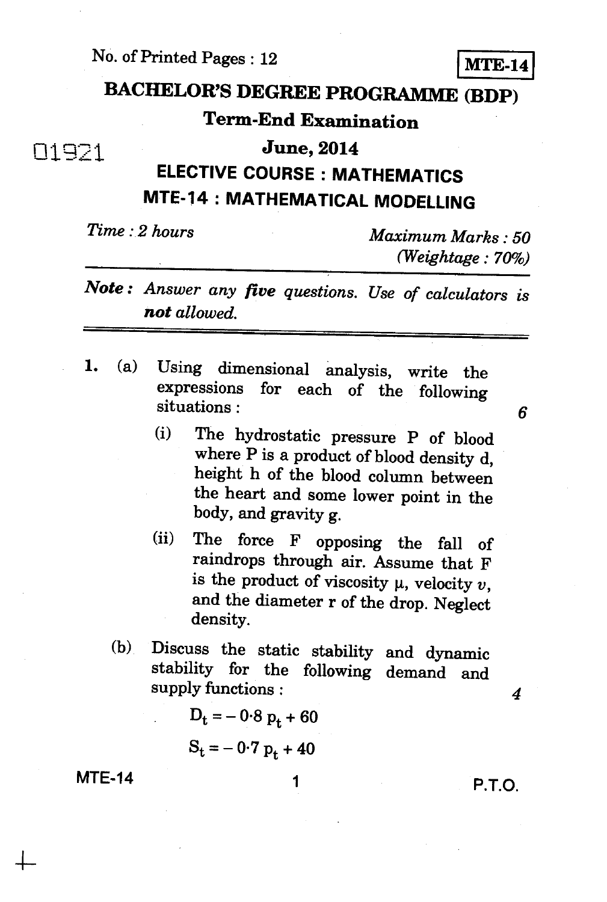No. of Printed Pages : 12

**MTE-14**

# BACHELOR'S DEGREE PROGRAMME (BDP)

## Term-End Examination

01921

## June, 2014

## ELECTIVE COURSE : MATHEMATICS

## MTE-14 : MATHEMATICAL MODELLING

*Time : 2 hours* *Maximum Marks : 50*

*(Weightage : 70%)*

***Note :*** *Answer any* ***five*** *questions. Use of calculators is* ***not*** *allowed.*

---

1. (a) Using dimensional analysis, write the expressions for each of the following situations : 6

   (i) The hydrostatic pressure P of blood where P is a product of blood density d, height h of the blood column between the heart and some lower point in the body, and gravity g.

   (ii) The force F opposing the fall of raindrops through air. Assume that F is the product of viscosity $\mu$, velocity $v$, and the diameter r of the drop. Neglect density.

   (b) Discuss the static stability and dynamic stability for the following demand and supply functions : 4

   $$D_t = -0{\cdot}8\, p_t + 60$$

   $$S_t = -0{\cdot}7\, p_t + 40$$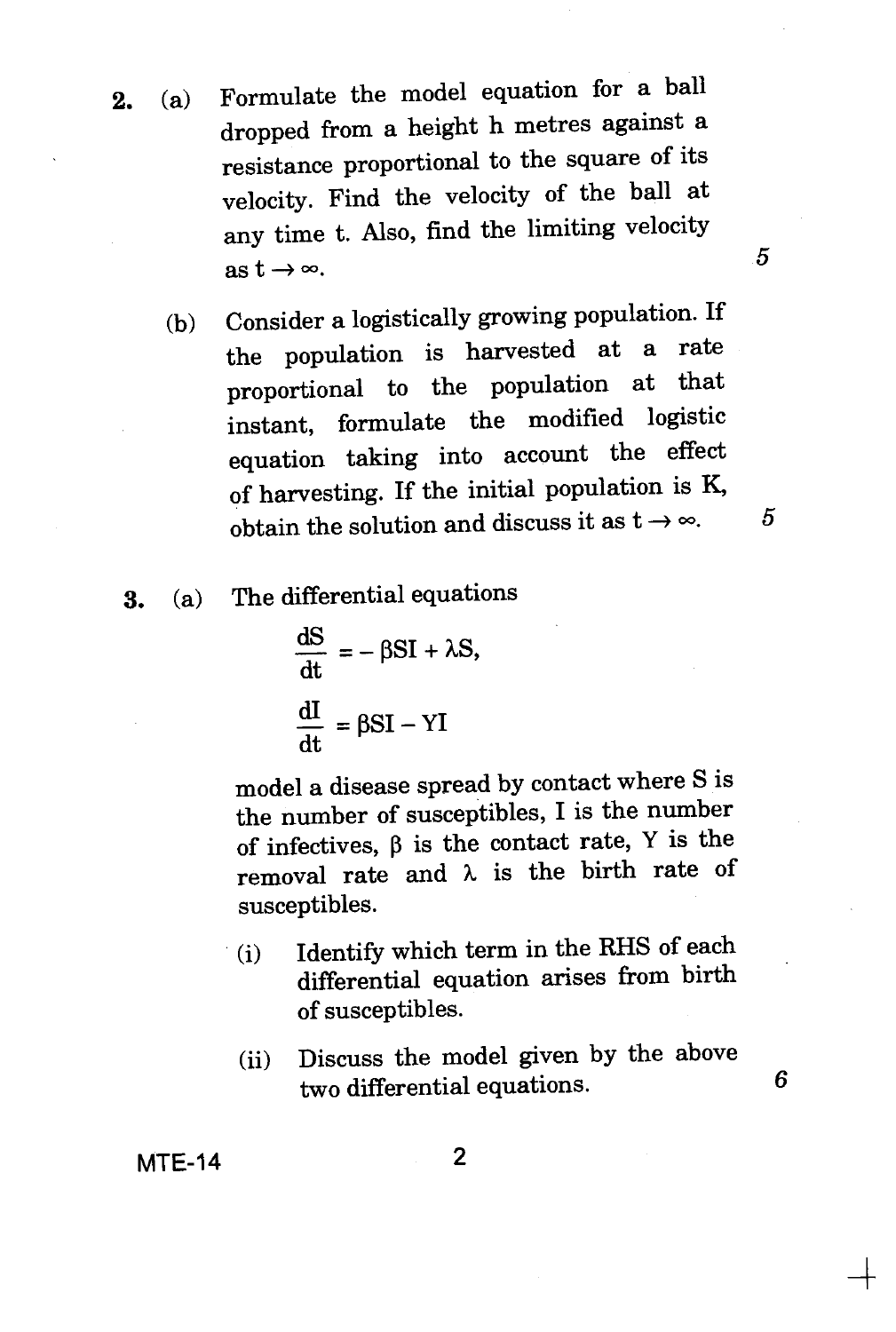2. (a) Formulate the model equation for a ball dropped from a height h metres against a resistance proportional to the square of its velocity. Find the velocity of the ball at any time t. Also, find the limiting velocity as $t \to \infty$. 5

(b) Consider a logistically growing population. If the population is harvested at a rate proportional to the population at that instant, formulate the modified logistic equation taking into account the effect of harvesting. If the initial population is K, obtain the solution and discuss it as $t \to \infty$. 5

3. (a) The differential equations

$$\frac{dS}{dt} = -\beta SI + \lambda S,$$

$$\frac{dI}{dt} = \beta SI - YI$$

model a disease spread by contact where S is the number of susceptibles, I is the number of infectives, $\beta$ is the contact rate, Y is the removal rate and $\lambda$ is the birth rate of susceptibles.

(i) Identify which term in the RHS of each differential equation arises from birth of susceptibles.

(ii) Discuss the model given by the above two differential equations. 6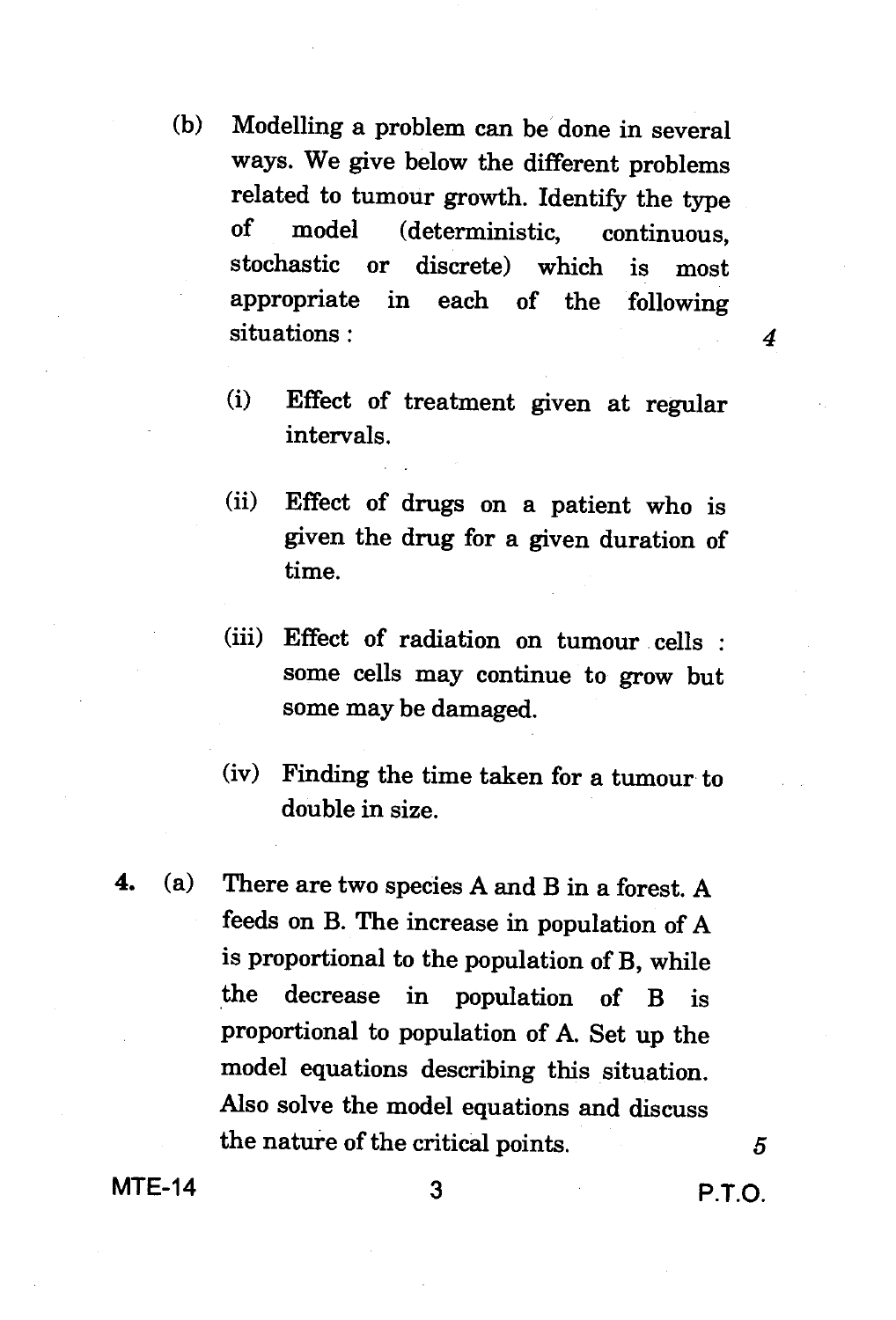(b) Modelling a problem can be done in several ways. We give below the different problems related to tumour growth. Identify the type of model (deterministic, continuous, stochastic or discrete) which is most appropriate in each of the following situations : 4

(i) Effect of treatment given at regular intervals.

(ii) Effect of drugs on a patient who is given the drug for a given duration of time.

(iii) Effect of radiation on tumour cells : some cells may continue to grow but some may be damaged.

(iv) Finding the time taken for a tumour to double in size.

4\. (a) There are two species A and B in a forest. A feeds on B. The increase in population of A is proportional to the population of B, while the decrease in population of B is proportional to population of A. Set up the model equations describing this situation. Also solve the model equations and discuss the nature of the critical points. 5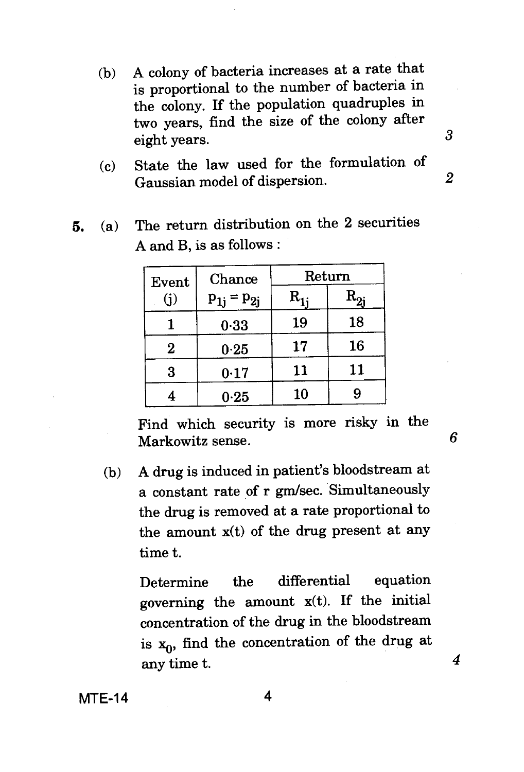(b) A colony of bacteria increases at a rate that is proportional to the number of bacteria in the colony. If the population quadruples in two years, find the size of the colony after eight years. 3

(c) State the law used for the formulation of Gaussian model of dispersion. 2

**5.** (a) The return distribution on the 2 securities A and B, is as follows :

| Event (j) | Chance $p_{1j} = p_{2j}$ | Return | |
|---|---|---|---|
| | | $R_{1j}$ | $R_{2j}$ |
| 1 | 0·33 | 19 | 18 |
| 2 | 0·25 | 17 | 16 |
| 3 | 0·17 | 11 | 11 |
| 4 | 0·25 | 10 | 9 |

Find which security is more risky in the Markowitz sense. 6

(b) A drug is induced in patient's bloodstream at a constant rate of r gm/sec. Simultaneously the drug is removed at a rate proportional to the amount x(t) of the drug present at any time t.

Determine the differential equation governing the amount x(t). If the initial concentration of the drug in the bloodstream is $x_0$, find the concentration of the drug at any time t. 4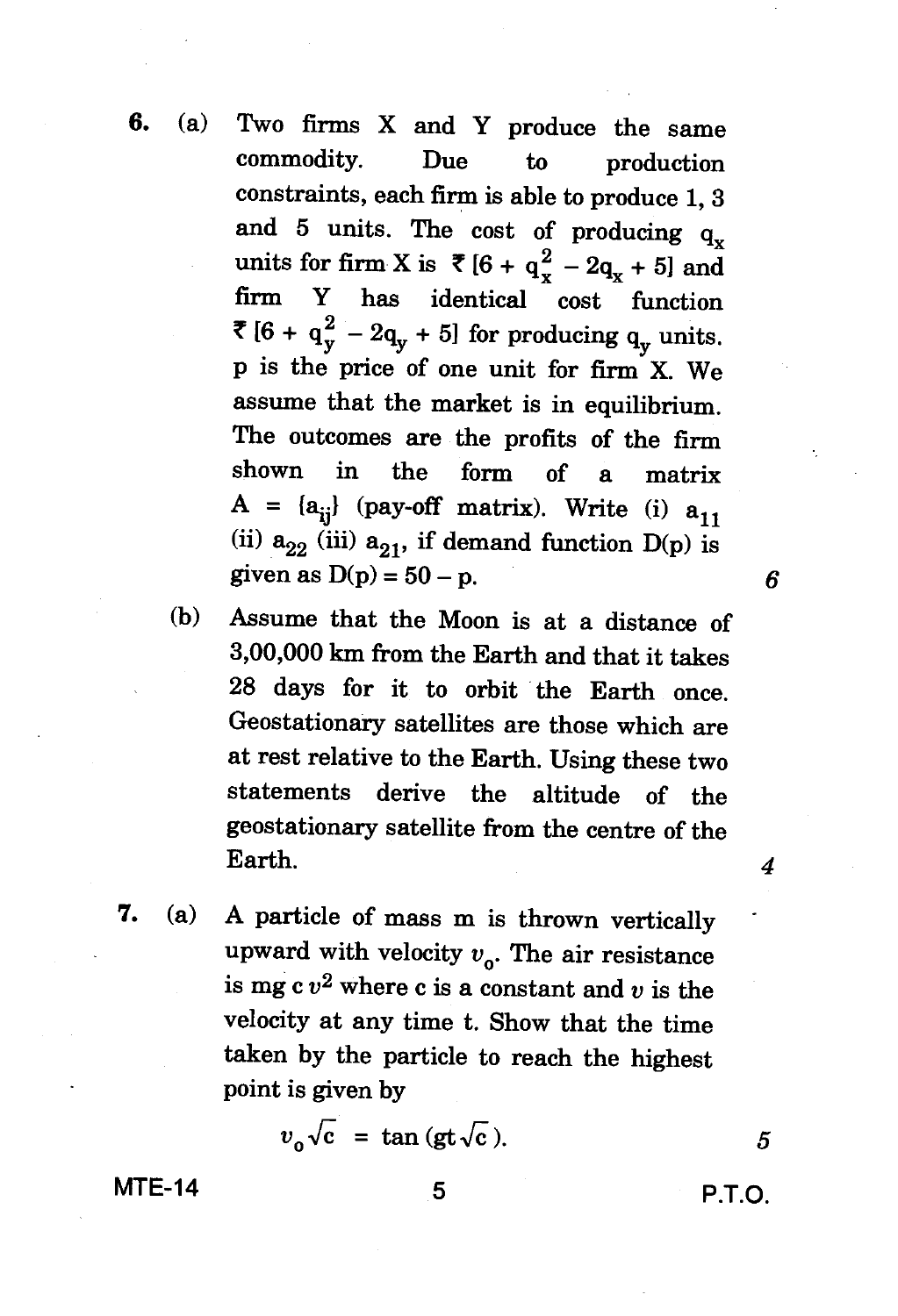6. (a) Two firms X and Y produce the same commodity. Due to production constraints, each firm is able to produce 1, 3 and 5 units. The cost of producing $q_x$ units for firm X is ₹ $[6 + q_x^2 - 2q_x + 5]$ and firm Y has identical cost function ₹ $[6 + q_y^2 - 2q_y + 5]$ for producing $q_y$ units. p is the price of one unit for firm X. We assume that the market is in equilibrium. The outcomes are the profits of the firm shown in the form of a matrix $A = \{a_{ij}\}$ (pay-off matrix). Write (i) $a_{11}$ (ii) $a_{22}$ (iii) $a_{21}$, if demand function D(p) is given as $D(p) = 50 - p$. *6*

(b) Assume that the Moon is at a distance of 3,00,000 km from the Earth and that it takes 28 days for it to orbit the Earth once. Geostationary satellites are those which are at rest relative to the Earth. Using these two statements derive the altitude of the geostationary satellite from the centre of the Earth. *4*

7. (a) A particle of mass m is thrown vertically upward with velocity $v_0$. The air resistance is $mg\,c\,v^2$ where c is a constant and $v$ is the velocity at any time t. Show that the time taken by the particle to reach the highest point is given by

$$v_0\sqrt{c} = \tan(gt\sqrt{c}).$$

*5*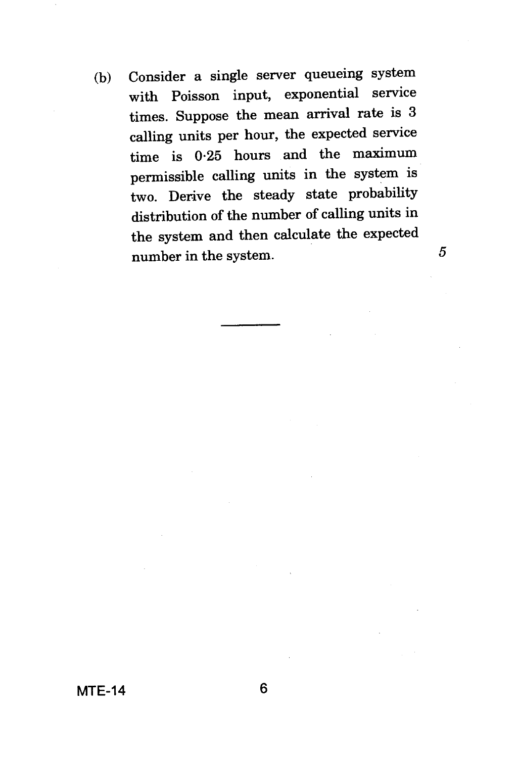(b) Consider a single server queueing system with Poisson input, exponential service times. Suppose the mean arrival rate is 3 calling units per hour, the expected service time is 0·25 hours and the maximum permissible calling units in the system is two. Derive the steady state probability distribution of the number of calling units in the system and then calculate the expected number in the system. 5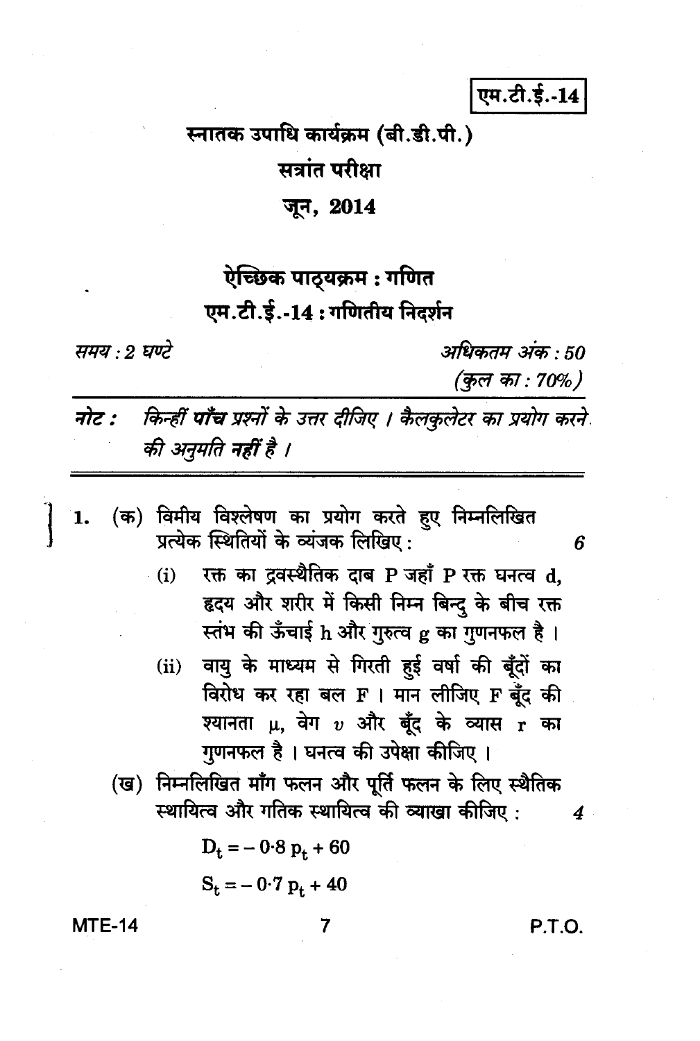एम.टी.ई.-14

# स्नातक उपाधि कार्यक्रम (बी.डी.पी.)

## सत्रांत परीक्षा

## जून, 2014

## ऐच्छिक पाठ्यक्रम : गणित

## एम.टी.ई.-14 : गणितीय निदर्शन

*समय : 2 घण्टे* | *अधिकतम अंक : 50*

*(कुल का : 70%)*

**नोट :** *किन्हीं **पाँच** प्रश्नों के उत्तर दीजिए । कैलकुलेटर का प्रयोग करने की अनुमति **नहीं** है ।*

---

1. (क) विमीय विश्लेषण का प्रयोग करते हुए निम्नलिखित प्रत्येक स्थितियों के व्यंजक लिखिए : **6**

   (i) रक्त का द्रवस्थैतिक दाब P जहाँ P रक्त घनत्व d, हृदय और शरीर में किसी निम्न बिन्दु के बीच रक्त स्तंभ की ऊँचाई h और गुरुत्व g का गुणनफल है ।

   (ii) वायु के माध्यम से गिरती हुई वर्षा की बूँदों का विरोध कर रहा बल F । मान लीजिए F बूँद की श्यानता $\mu$, वेग $v$ और बूँद के व्यास r का गुणनफल है । घनत्व की उपेक्षा कीजिए ।

   (ख) निम्नलिखित माँग फलन और पूर्ति फलन के लिए स्थैतिक स्थायित्व और गतिक स्थायित्व की व्याख्या कीजिए : **4**

   $$D_t = -0{\cdot}8\, p_t + 60$$

   $$S_t = -0{\cdot}7\, p_t + 40$$

MTE-14 P.T.O.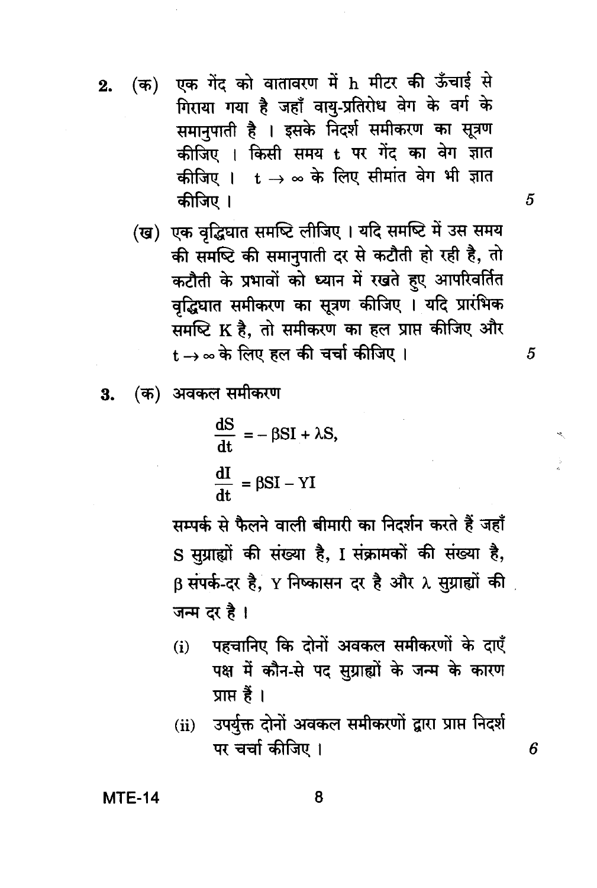2. (क) एक गेंद को वातावरण में h मीटर की ऊँचाई से गिराया गया है जहाँ वायु-प्रतिरोध वेग के वर्ग के समानुपाती है । इसके निदर्श समीकरण का सूत्रण कीजिए । किसी समय t पर गेंद का वेग ज्ञात कीजिए । $t \to \infty$ के लिए सीमांत वेग भी ज्ञात कीजिए । 5

(ख) एक वृद्धिघात समष्टि लीजिए । यदि समष्टि में उस समय की समष्टि की समानुपाती दर से कटौती हो रही है, तो कटौती के प्रभावों को ध्यान में रखते हुए आपरिवर्तित वृद्धिघात समीकरण का सूत्रण कीजिए । यदि प्रारंभिक समष्टि K है, तो समीकरण का हल प्राप्त कीजिए और $t \to \infty$ के लिए हल की चर्चा कीजिए । 5

3. (क) अवकल समीकरण

$$\frac{dS}{dt} = -\beta SI + \lambda S,$$

$$\frac{dI}{dt} = \beta SI - YI$$

सम्पर्क से फैलने वाली बीमारी का निदर्शन करते हैं जहाँ S सुग्राह्यों की संख्या है, I संक्रामकों की संख्या है, $\beta$ संपर्क-दर है, Y निष्कासन दर है और $\lambda$ सुग्राह्यों की जन्म दर है ।

(i) पहचानिए कि दोनों अवकल समीकरणों के दाएँ पक्ष में कौन-से पद सुग्राह्यों के जन्म के कारण प्राप्त हैं ।

(ii) उपर्युक्त दोनों अवकल समीकरणों द्वारा प्राप्त निदर्श पर चर्चा कीजिए । 6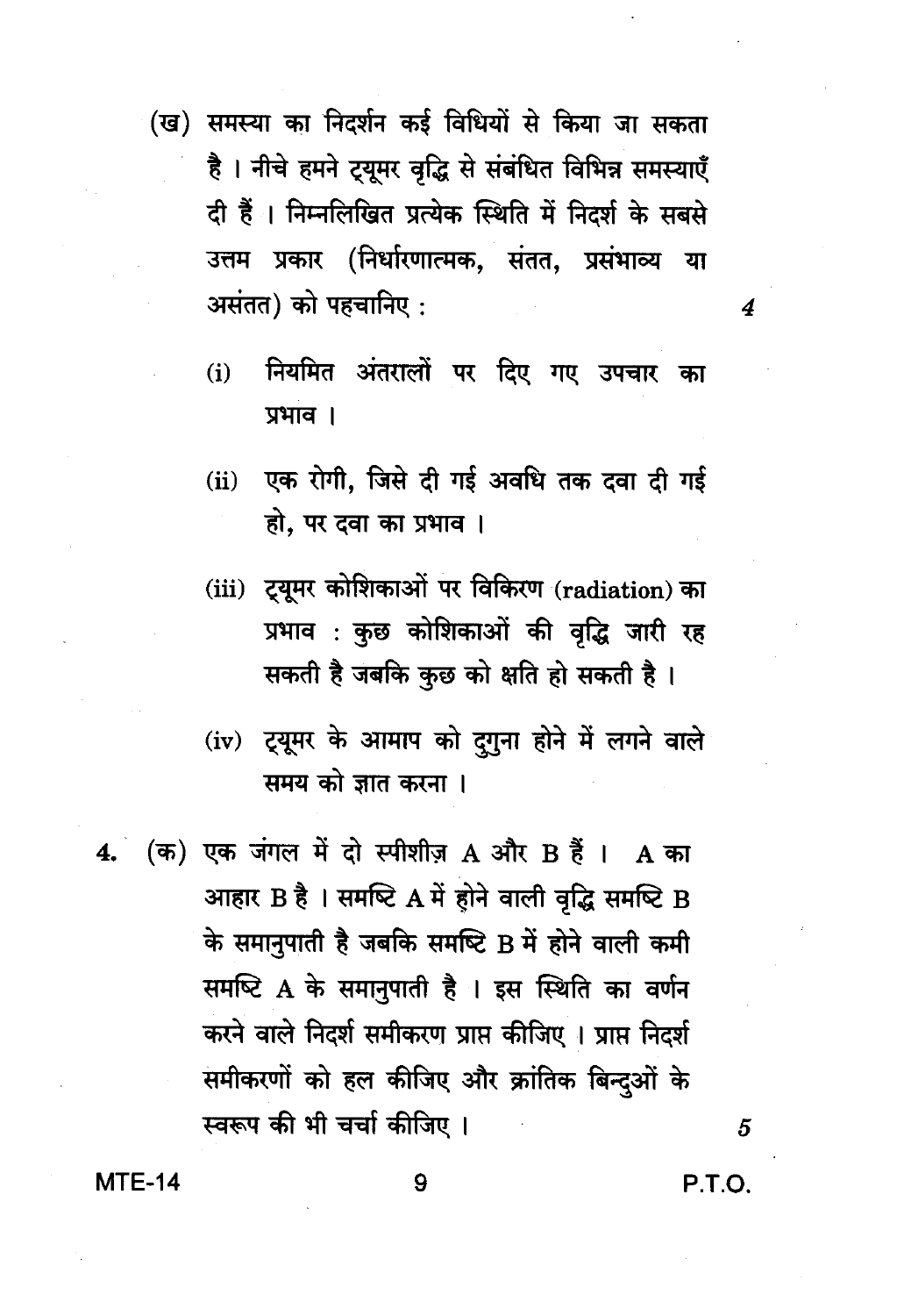(ख) समस्या का निदर्शन कई विधियों से किया जा सकता है । नीचे हमने ट्यूमर वृद्धि से संबंधित विभिन्न समस्याएँ दी हैं । निम्नलिखित प्रत्येक स्थिति में निदर्श के सबसे उत्तम प्रकार (निर्धारणात्मक, संतत, प्रसंभाव्य या असंतत) को पहचानिए : 4

(i) नियमित अंतरालों पर दिए गए उपचार का प्रभाव ।

(ii) एक रोगी, जिसे दी गई अवधि तक दवा दी गई हो, पर दवा का प्रभाव ।

(iii) ट्यूमर कोशिकाओं पर विकिरण (radiation) का प्रभाव : कुछ कोशिकाओं की वृद्धि जारी रह सकती है जबकि कुछ को क्षति हो सकती है ।

(iv) ट्यूमर के आमाप को दुगुना होने में लगने वाले समय को ज्ञात करना ।

4. (क) एक जंगल में दो स्पीशीज़ A और B हैं । A का आहार B है । समष्टि A में होने वाली वृद्धि समष्टि B के समानुपाती है जबकि समष्टि B में होने वाली कमी समष्टि A के समानुपाती है । इस स्थिति का वर्णन करने वाले निदर्श समीकरण प्राप्त कीजिए । प्राप्त निदर्श समीकरणों को हल कीजिए और क्रांतिक बिन्दुओं के स्वरूप की भी चर्चा कीजिए । 5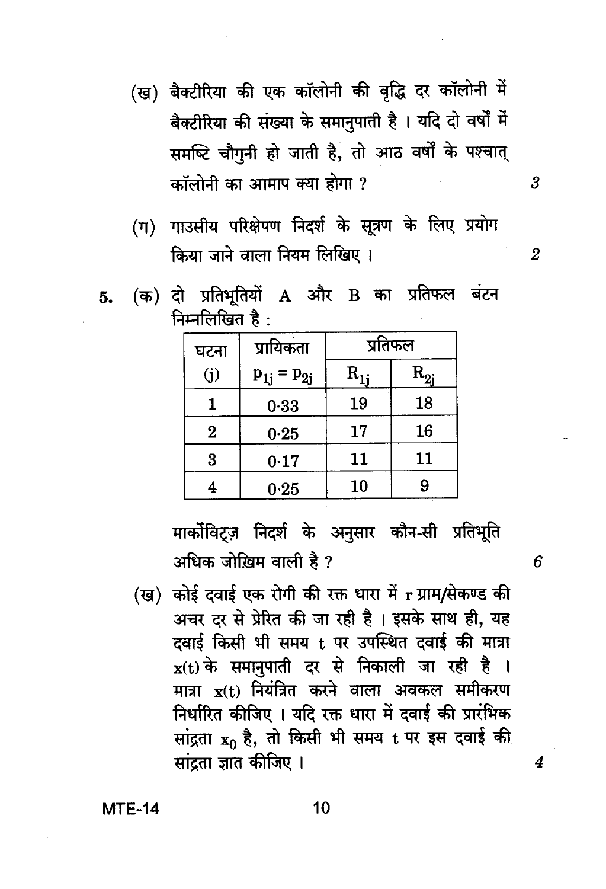(ख) बैक्टीरिया की एक कॉलोनी की वृद्धि दर कॉलोनी में बैक्टीरिया की संख्या के समानुपाती है । यदि दो वर्षों में समष्टि चौगुनी हो जाती है, तो आठ वर्षों के पश्चात् कॉलोनी का आमाप क्या होगा ? 3

(ग) गाउसीय परिक्षेपण निदर्श के सूत्रण के लिए प्रयोग किया जाने वाला नियम लिखिए । 2

5. (क) दो प्रतिभूतियों A और B का प्रतिफल बंटन निम्नलिखित है :

| घटना | प्रायिकता | प्रतिफल | |
|---|---|---|---|
| (j) | $p_{1j} = p_{2j}$ | $R_{1j}$ | $R_{2j}$ |
| 1 | 0·33 | 19 | 18 |
| 2 | 0·25 | 17 | 16 |
| 3 | 0·17 | 11 | 11 |
| 4 | 0·25 | 10 | 9 |

मार्कोविट्ज़ निदर्श के अनुसार कौन-सी प्रतिभूति अधिक जोखिम वाली है ? 6

(ख) कोई दवाई एक रोगी की रक्त धारा में r ग्राम/सेकण्ड की अचर दर से प्रेरित की जा रही है । इसके साथ ही, यह दवाई किसी भी समय t पर उपस्थित दवाई की मात्रा $x(t)$ के समानुपाती दर से निकाली जा रही है । मात्रा $x(t)$ नियंत्रित करने वाला अवकल समीकरण निर्धारित कीजिए । यदि रक्त धारा में दवाई की प्रारंभिक सांद्रता $x_0$ है, तो किसी भी समय t पर इस दवाई की सांद्रता ज्ञात कीजिए । 4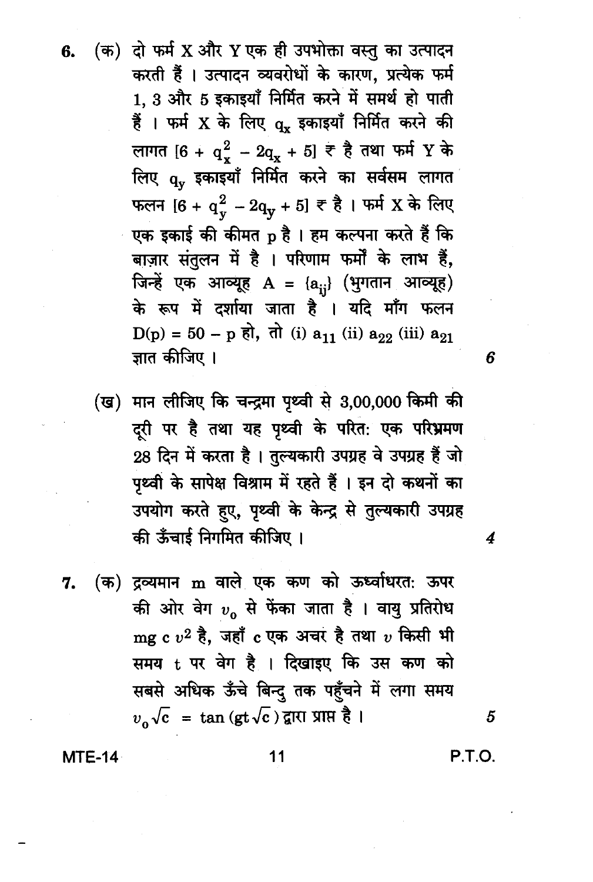6\. (क) दो फर्म X और Y एक ही उपभोक्ता वस्तु का उत्पादन करती हैं । उत्पादन व्यवरोधों के कारण, प्रत्येक फर्म 1, 3 और 5 इकाइयाँ निर्मित करने में समर्थ हो पाती हैं । फर्म X के लिए $q_x$ इकाइयाँ निर्मित करने की लागत $[6 + q_x^2 - 2q_x + 5]$ ₹ है तथा फर्म Y के लिए $q_y$ इकाइयाँ निर्मित करने का सर्वसम लागत फलन $[6 + q_y^2 - 2q_y + 5]$ ₹ है । फर्म X के लिए एक इकाई की कीमत p है । हम कल्पना करते हैं कि बाज़ार संतुलन में है । परिणाम फर्मों के लाभ हैं, जिन्हें एक आव्यूह $A = \{a_{ij}\}$ (भुगतान आव्यूह) के रूप में दर्शाया जाता है । यदि माँग फलन $D(p) = 50 - p$ हो, तो (i) $a_{11}$ (ii) $a_{22}$ (iii) $a_{21}$ ज्ञात कीजिए । 6

(ख) मान लीजिए कि चन्द्रमा पृथ्वी से 3,00,000 किमी की दूरी पर है तथा यह पृथ्वी के परित: एक परिभ्रमण 28 दिन में करता है । तुल्यकारी उपग्रह वे उपग्रह हैं जो पृथ्वी के सापेक्ष विश्राम में रहते हैं । इन दो कथनों का उपयोग करते हुए, पृथ्वी के केन्द्र से तुल्यकारी उपग्रह की ऊँचाई निगमित कीजिए । 4

7\. (क) द्रव्यमान m वाले एक कण को ऊर्ध्वाधरत: ऊपर की ओर वेग $v_0$ से फेंका जाता है । वायु प्रतिरोध $mg\,c\,v^2$ है, जहाँ c एक अचर है तथा $v$ किसी भी समय t पर वेग है । दिखाइए कि उस कण को सबसे अधिक ऊँचे बिन्दु तक पहुँचने में लगा समय $v_0\sqrt{c} = \tan(gt\sqrt{c})$ द्वारा प्राप्त है । 5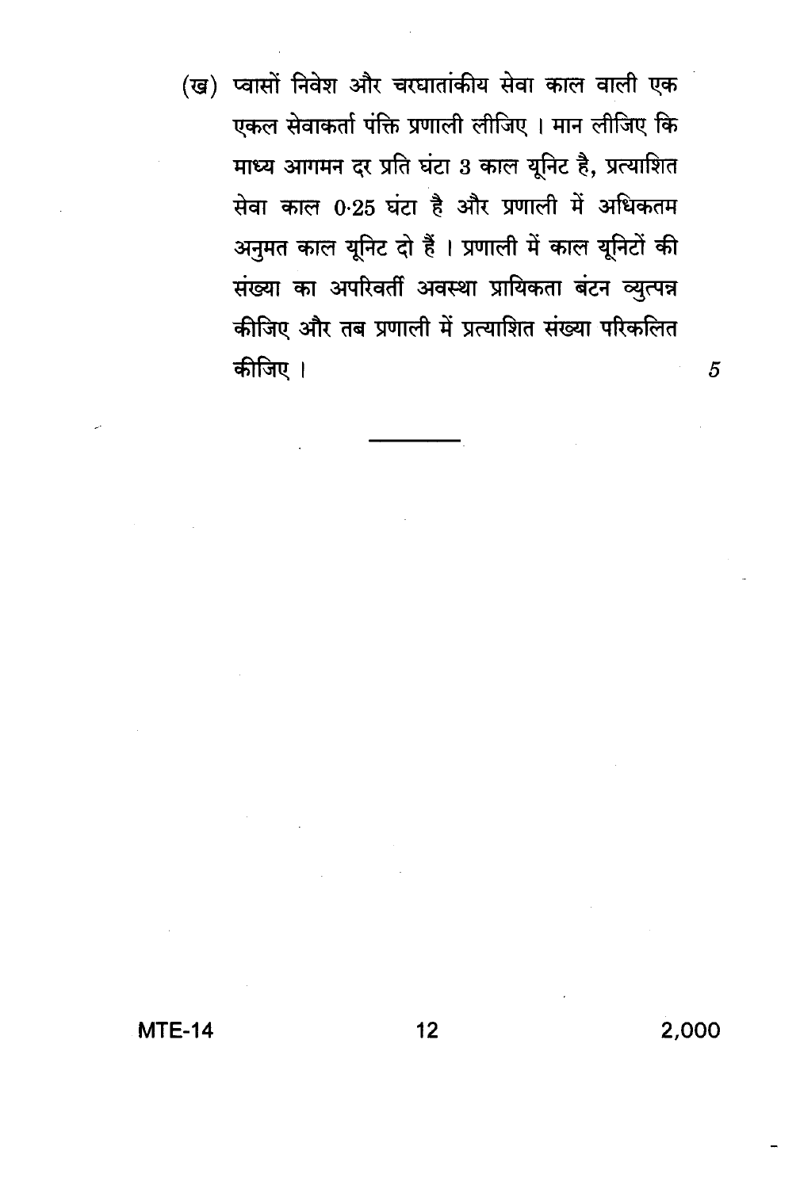(ख) प्वासों निवेश और चरघातांकीय सेवा काल वाली एक एकल सेवाकर्ता पंक्ति प्रणाली लीजिए । मान लीजिए कि माध्य आगमन दर प्रति घंटा 3 काल यूनिट है, प्रत्याशित सेवा काल 0·25 घंटा है और प्रणाली में अधिकतम अनुमत काल यूनिट दो हैं । प्रणाली में काल यूनिटों की संख्या का अपरिवर्ती अवस्था प्रायिकता बंटन व्युत्पन्न कीजिए और तब प्रणाली में प्रत्याशित संख्या परिकलित कीजिए । 5

---